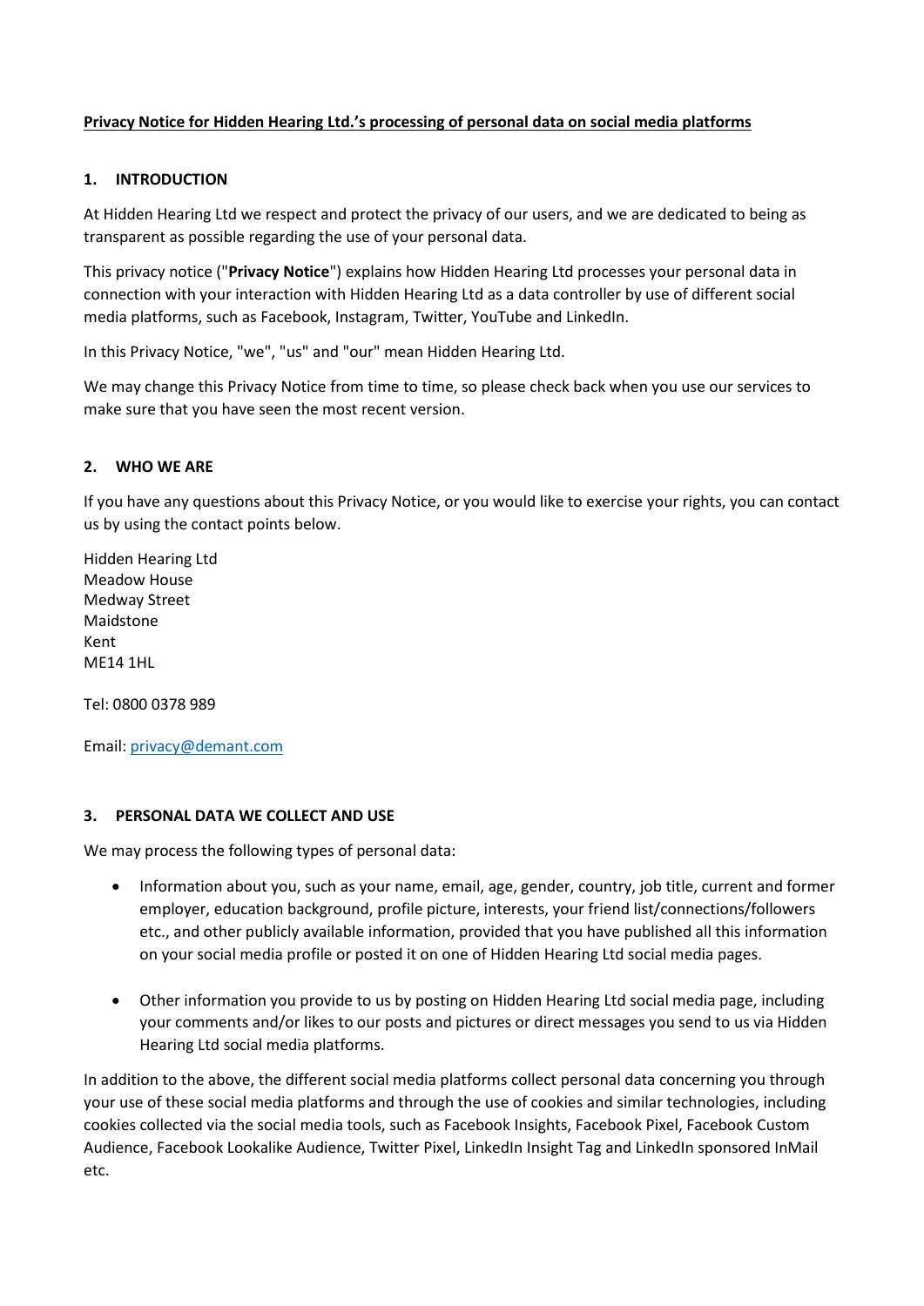**Privacy Notice for Hidden Hearing Ltd.'s processing of personal data on social media platforms**

## 1. INTRODUCTION

At Hidden Hearing Ltd we respect and protect the privacy of our users, and we are dedicated to being as transparent as possible regarding the use of your personal data.

This privacy notice ("**Privacy Notice**") explains how Hidden Hearing Ltd processes your personal data in connection with your interaction with Hidden Hearing Ltd as a data controller by use of different social media platforms, such as Facebook, Instagram, Twitter, YouTube and LinkedIn.

In this Privacy Notice, "we", "us" and "our" mean Hidden Hearing Ltd.

We may change this Privacy Notice from time to time, so please check back when you use our services to make sure that you have seen the most recent version.

## 2. WHO WE ARE

If you have any questions about this Privacy Notice, or you would like to exercise your rights, you can contact us by using the contact points below.

Hidden Hearing Ltd
Meadow House
Medway Street
Maidstone
Kent
ME14 1HL

Tel: 0800 0378 989

Email: privacy@demant.com

## 3. PERSONAL DATA WE COLLECT AND USE

We may process the following types of personal data:

- Information about you, such as your name, email, age, gender, country, job title, current and former employer, education background, profile picture, interests, your friend list/connections/followers etc., and other publicly available information, provided that you have published all this information on your social media profile or posted it on one of Hidden Hearing Ltd social media pages.

- Other information you provide to us by posting on Hidden Hearing Ltd social media page, including your comments and/or likes to our posts and pictures or direct messages you send to us via Hidden Hearing Ltd social media platforms.

In addition to the above, the different social media platforms collect personal data concerning you through your use of these social media platforms and through the use of cookies and similar technologies, including cookies collected via the social media tools, such as Facebook Insights, Facebook Pixel, Facebook Custom Audience, Facebook Lookalike Audience, Twitter Pixel, LinkedIn Insight Tag and LinkedIn sponsored InMail etc.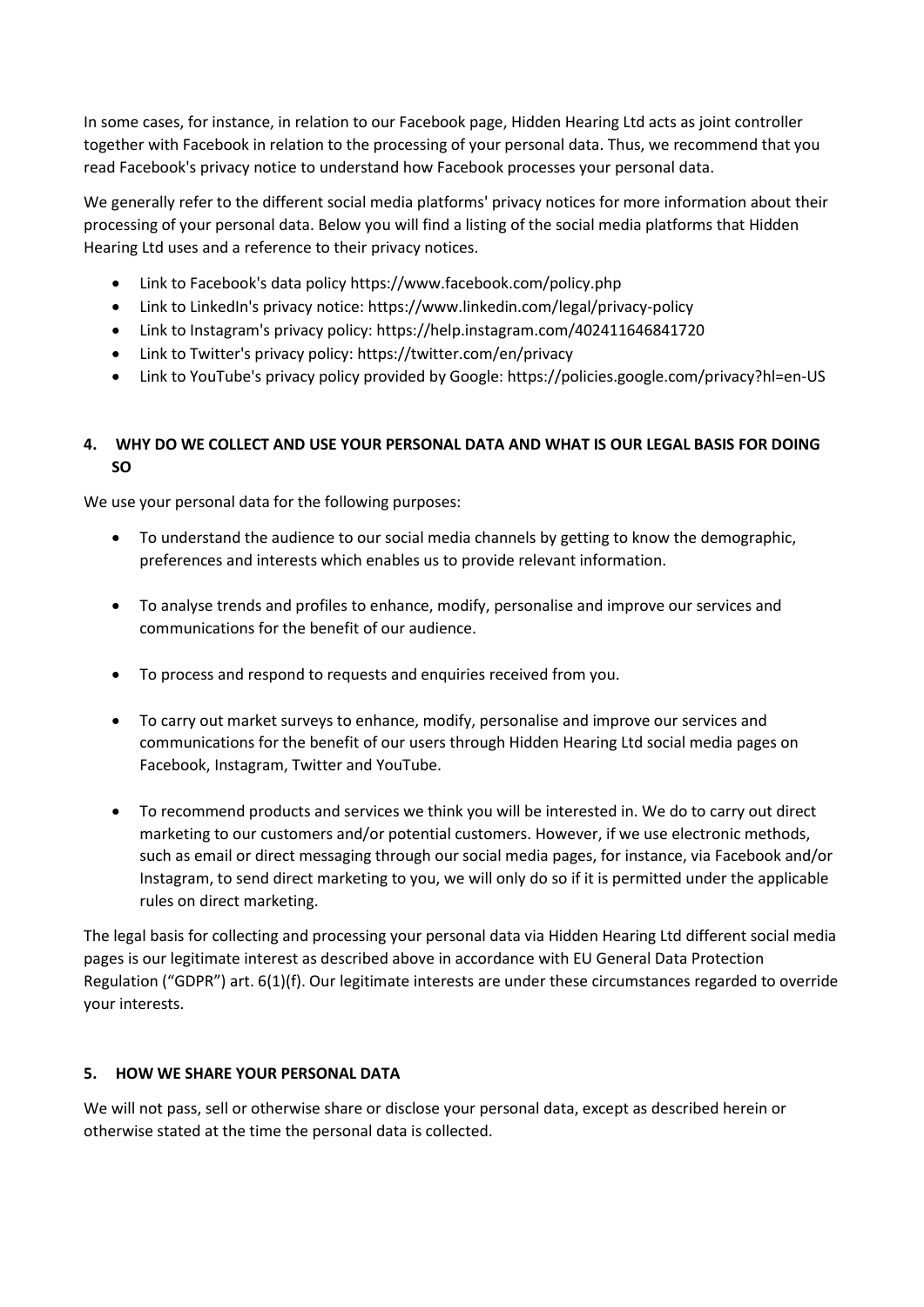In some cases, for instance, in relation to our Facebook page, Hidden Hearing Ltd acts as joint controller together with Facebook in relation to the processing of your personal data. Thus, we recommend that you read Facebook's privacy notice to understand how Facebook processes your personal data.

We generally refer to the different social media platforms' privacy notices for more information about their processing of your personal data. Below you will find a listing of the social media platforms that Hidden Hearing Ltd uses and a reference to their privacy notices.

- Link to Facebook's data policy https://www.facebook.com/policy.php
- Link to LinkedIn's privacy notice: https://www.linkedin.com/legal/privacy-policy
- Link to Instagram's privacy policy: https://help.instagram.com/402411646841720
- Link to Twitter's privacy policy: https://twitter.com/en/privacy
- Link to YouTube's privacy policy provided by Google: https://policies.google.com/privacy?hl=en-US

## 4. WHY DO WE COLLECT AND USE YOUR PERSONAL DATA AND WHAT IS OUR LEGAL BASIS FOR DOING SO

We use your personal data for the following purposes:

- To understand the audience to our social media channels by getting to know the demographic, preferences and interests which enables us to provide relevant information.
- To analyse trends and profiles to enhance, modify, personalise and improve our services and communications for the benefit of our audience.
- To process and respond to requests and enquiries received from you.
- To carry out market surveys to enhance, modify, personalise and improve our services and communications for the benefit of our users through Hidden Hearing Ltd social media pages on Facebook, Instagram, Twitter and YouTube.
- To recommend products and services we think you will be interested in. We do to carry out direct marketing to our customers and/or potential customers. However, if we use electronic methods, such as email or direct messaging through our social media pages, for instance, via Facebook and/or Instagram, to send direct marketing to you, we will only do so if it is permitted under the applicable rules on direct marketing.

The legal basis for collecting and processing your personal data via Hidden Hearing Ltd different social media pages is our legitimate interest as described above in accordance with EU General Data Protection Regulation ("GDPR") art. 6(1)(f). Our legitimate interests are under these circumstances regarded to override your interests.

## 5. HOW WE SHARE YOUR PERSONAL DATA

We will not pass, sell or otherwise share or disclose your personal data, except as described herein or otherwise stated at the time the personal data is collected.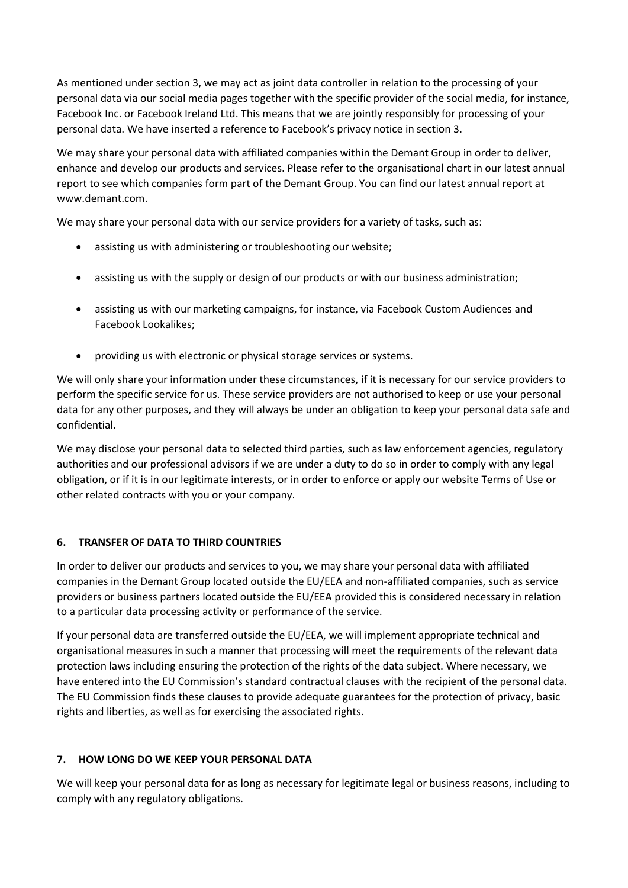As mentioned under section 3, we may act as joint data controller in relation to the processing of your personal data via our social media pages together with the specific provider of the social media, for instance, Facebook Inc. or Facebook Ireland Ltd. This means that we are jointly responsibly for processing of your personal data. We have inserted a reference to Facebook's privacy notice in section 3.

We may share your personal data with affiliated companies within the Demant Group in order to deliver, enhance and develop our products and services. Please refer to the organisational chart in our latest annual report to see which companies form part of the Demant Group. You can find our latest annual report at www.demant.com.

We may share your personal data with our service providers for a variety of tasks, such as:

- assisting us with administering or troubleshooting our website;
- assisting us with the supply or design of our products or with our business administration;
- assisting us with our marketing campaigns, for instance, via Facebook Custom Audiences and Facebook Lookalikes;
- providing us with electronic or physical storage services or systems.

We will only share your information under these circumstances, if it is necessary for our service providers to perform the specific service for us. These service providers are not authorised to keep or use your personal data for any other purposes, and they will always be under an obligation to keep your personal data safe and confidential.

We may disclose your personal data to selected third parties, such as law enforcement agencies, regulatory authorities and our professional advisors if we are under a duty to do so in order to comply with any legal obligation, or if it is in our legitimate interests, or in order to enforce or apply our website Terms of Use or other related contracts with you or your company.

## 6. TRANSFER OF DATA TO THIRD COUNTRIES

In order to deliver our products and services to you, we may share your personal data with affiliated companies in the Demant Group located outside the EU/EEA and non-affiliated companies, such as service providers or business partners located outside the EU/EEA provided this is considered necessary in relation to a particular data processing activity or performance of the service.

If your personal data are transferred outside the EU/EEA, we will implement appropriate technical and organisational measures in such a manner that processing will meet the requirements of the relevant data protection laws including ensuring the protection of the rights of the data subject. Where necessary, we have entered into the EU Commission's standard contractual clauses with the recipient of the personal data. The EU Commission finds these clauses to provide adequate guarantees for the protection of privacy, basic rights and liberties, as well as for exercising the associated rights.

## 7. HOW LONG DO WE KEEP YOUR PERSONAL DATA

We will keep your personal data for as long as necessary for legitimate legal or business reasons, including to comply with any regulatory obligations.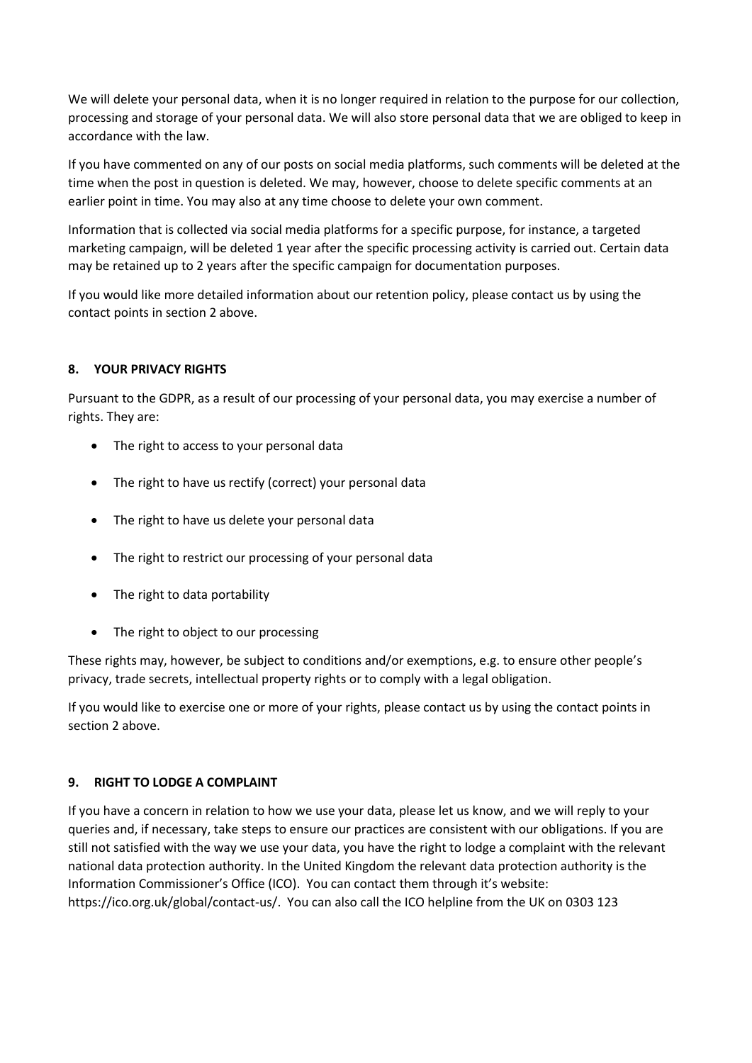We will delete your personal data, when it is no longer required in relation to the purpose for our collection, processing and storage of your personal data. We will also store personal data that we are obliged to keep in accordance with the law.

If you have commented on any of our posts on social media platforms, such comments will be deleted at the time when the post in question is deleted. We may, however, choose to delete specific comments at an earlier point in time. You may also at any time choose to delete your own comment.

Information that is collected via social media platforms for a specific purpose, for instance, a targeted marketing campaign, will be deleted 1 year after the specific processing activity is carried out. Certain data may be retained up to 2 years after the specific campaign for documentation purposes.

If you would like more detailed information about our retention policy, please contact us by using the contact points in section 2 above.

## 8. YOUR PRIVACY RIGHTS

Pursuant to the GDPR, as a result of our processing of your personal data, you may exercise a number of rights. They are:

- The right to access to your personal data
- The right to have us rectify (correct) your personal data
- The right to have us delete your personal data
- The right to restrict our processing of your personal data
- The right to data portability
- The right to object to our processing

These rights may, however, be subject to conditions and/or exemptions, e.g. to ensure other people's privacy, trade secrets, intellectual property rights or to comply with a legal obligation.

If you would like to exercise one or more of your rights, please contact us by using the contact points in section 2 above.

## 9. RIGHT TO LODGE A COMPLAINT

If you have a concern in relation to how we use your data, please let us know, and we will reply to your queries and, if necessary, take steps to ensure our practices are consistent with our obligations. If you are still not satisfied with the way we use your data, you have the right to lodge a complaint with the relevant national data protection authority. In the United Kingdom the relevant data protection authority is the Information Commissioner's Office (ICO). You can contact them through it's website: https://ico.org.uk/global/contact-us/. You can also call the ICO helpline from the UK on 0303 123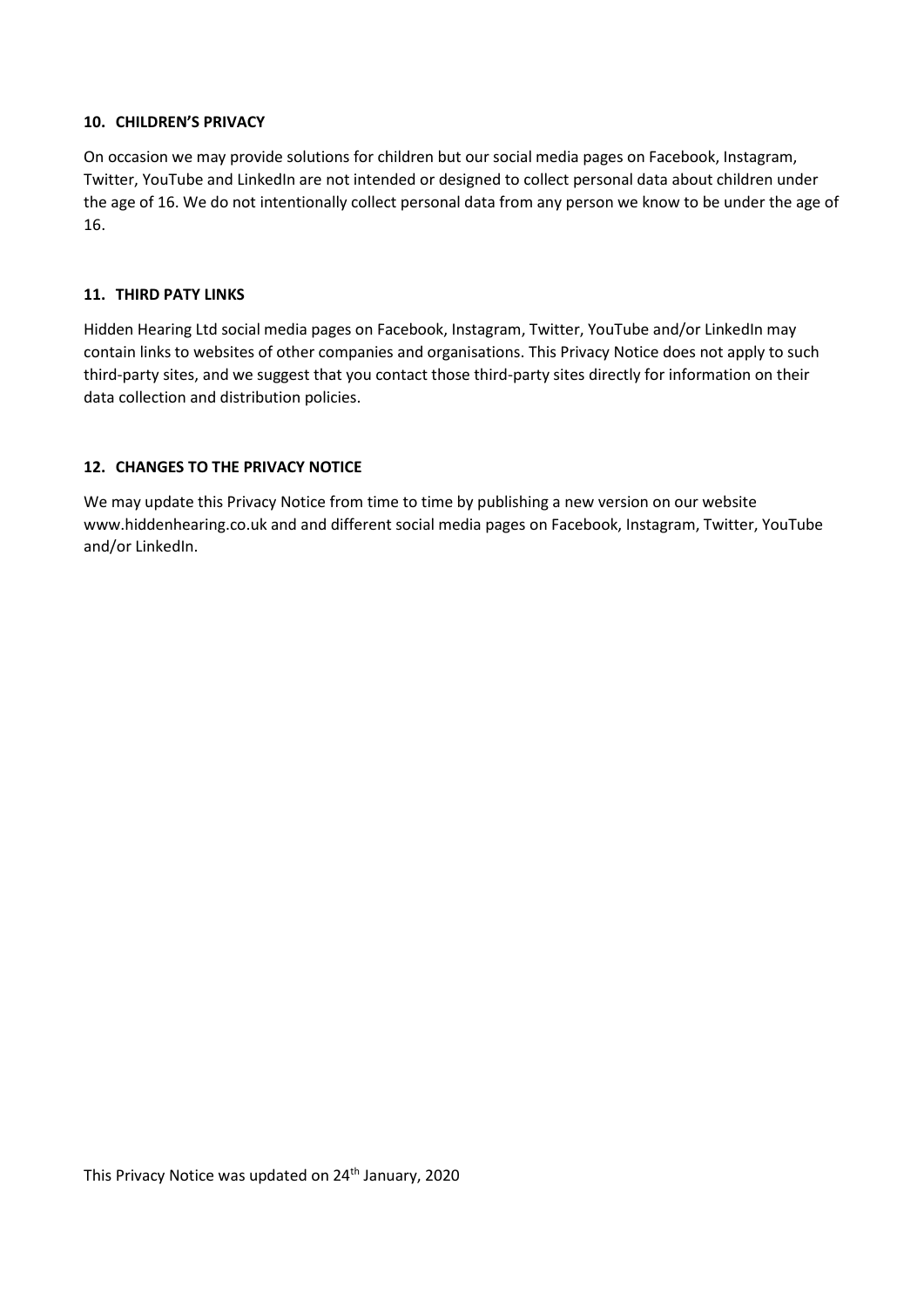### 10. CHILDREN'S PRIVACY

On occasion we may provide solutions for children but our social media pages on Facebook, Instagram, Twitter, YouTube and LinkedIn are not intended or designed to collect personal data about children under the age of 16. We do not intentionally collect personal data from any person we know to be under the age of 16.

### 11. THIRD PATY LINKS

Hidden Hearing Ltd social media pages on Facebook, Instagram, Twitter, YouTube and/or LinkedIn may contain links to websites of other companies and organisations. This Privacy Notice does not apply to such third-party sites, and we suggest that you contact those third-party sites directly for information on their data collection and distribution policies.

### 12. CHANGES TO THE PRIVACY NOTICE

We may update this Privacy Notice from time to time by publishing a new version on our website www.hiddenhearing.co.uk and and different social media pages on Facebook, Instagram, Twitter, YouTube and/or LinkedIn.

This Privacy Notice was updated on 24th January, 2020